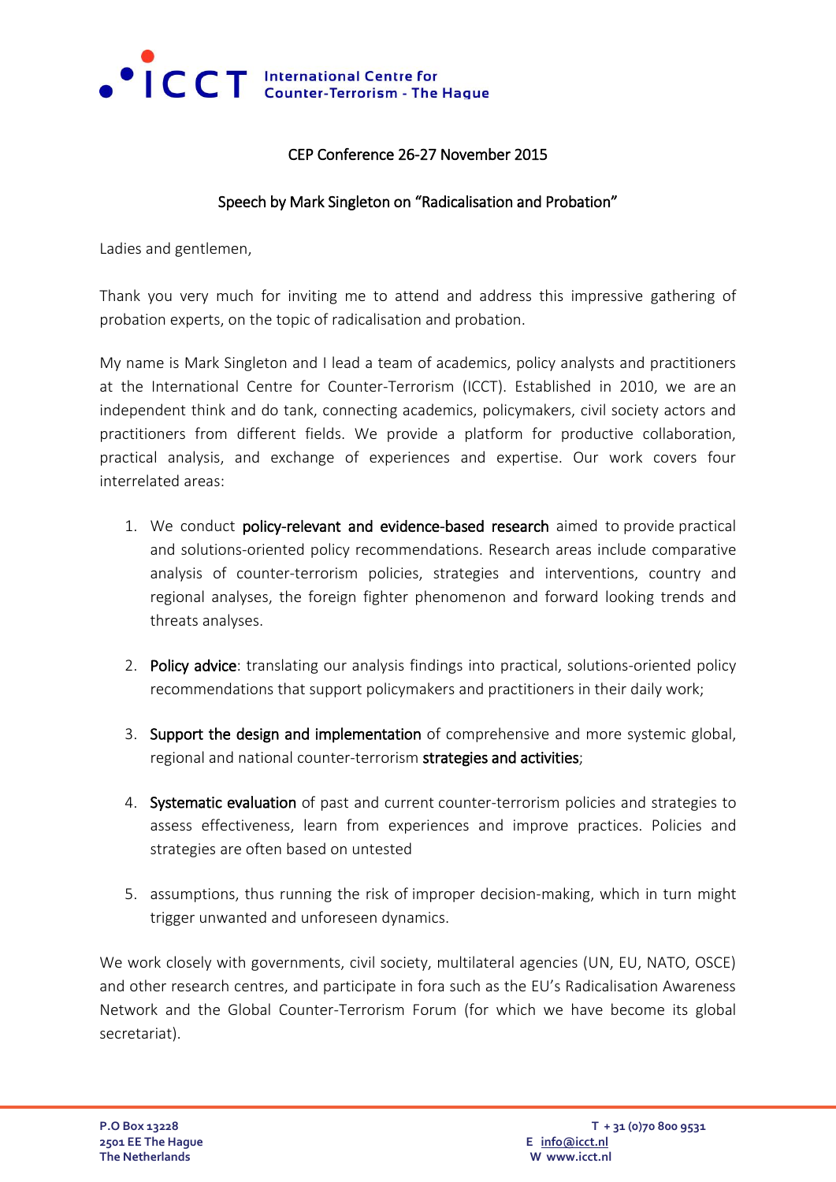CEP Conference 26-27 November 2015

Speech by Mark Singleton on "Radicalisation and Probation"

Ladies and gentlemen,

Thank you very much for inviting me to attend and address this impressive gathering of probation experts, on the topic of radicalisation and probation.

My name is Mark Singleton and I lead a team of academics, policy analysts and practitioners at the International Centre for Counter-Terrorism (ICCT). Established in 2010, we are an independent think and do tank, connecting academics, policymakers, civil society actors and practitioners from different fields. We provide a platform for productive collaboration, practical analysis, and exchange of experiences and expertise. Our work covers four interrelated areas:

1. We conduct **policy-relevant and evidence-based research** aimed to provide practical and solutions-oriented policy recommendations. Research areas include comparative analysis of counter-terrorism policies, strategies and interventions, country and regional analyses, the foreign fighter phenomenon and forward looking trends and threats analyses.

2. **Policy advice**: translating our analysis findings into practical, solutions-oriented policy recommendations that support policymakers and practitioners in their daily work;

3. **Support the design and implementation** of comprehensive and more systemic global, regional and national counter-terrorism **strategies and activities**;

4. **Systematic evaluation** of past and current counter-terrorism policies and strategies to assess effectiveness, learn from experiences and improve practices. Policies and strategies are often based on untested

5. assumptions, thus running the risk of improper decision-making, which in turn might trigger unwanted and unforeseen dynamics.

We work closely with governments, civil society, multilateral agencies (UN, EU, NATO, OSCE) and other research centres, and participate in fora such as the EU's Radicalisation Awareness Network and the Global Counter-Terrorism Forum (for which we have become its global secretariat).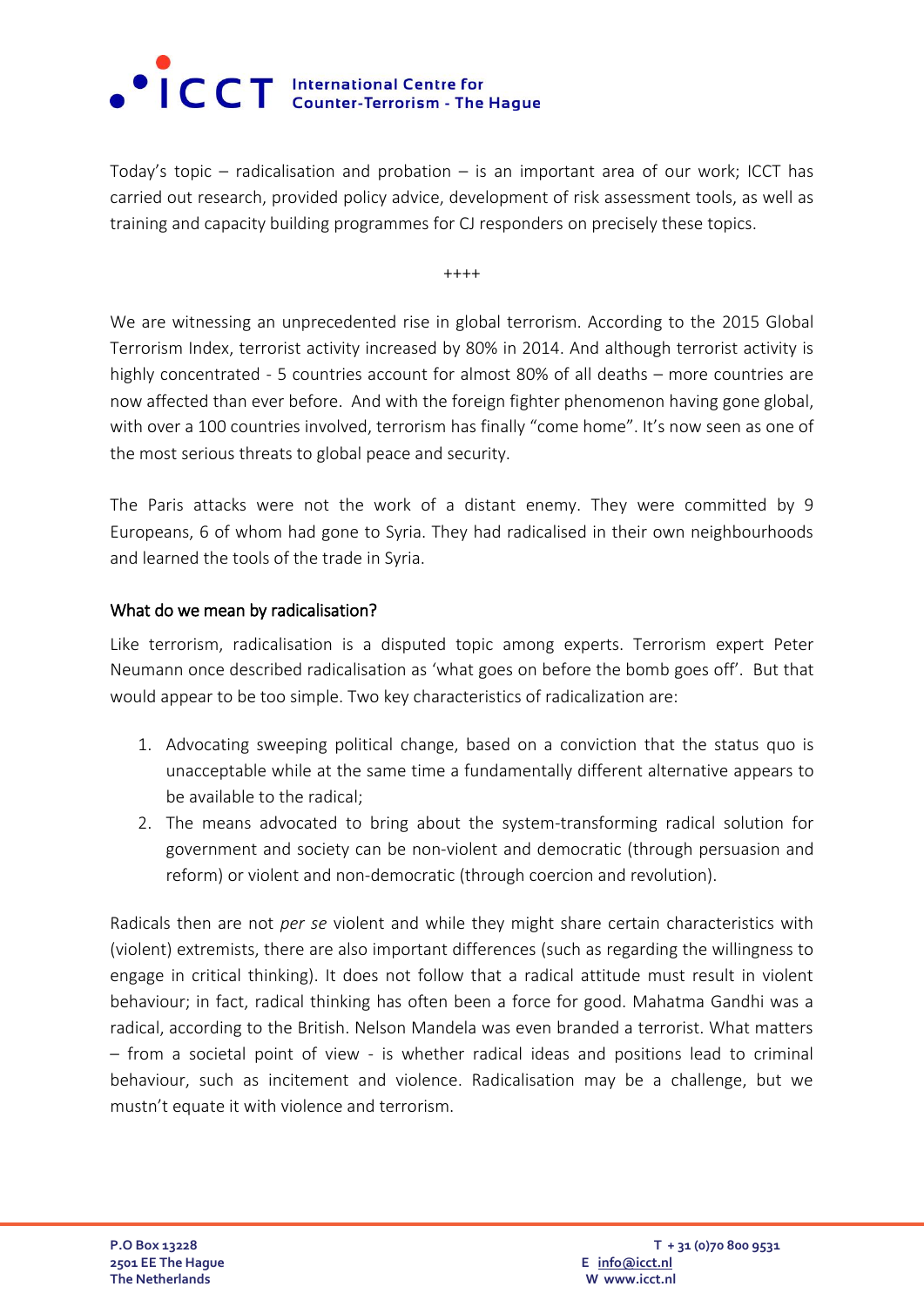Today's topic – radicalisation and probation – is an important area of our work; ICCT has carried out research, provided policy advice, development of risk assessment tools, as well as training and capacity building programmes for CJ responders on precisely these topics.

++++

We are witnessing an unprecedented rise in global terrorism. According to the 2015 Global Terrorism Index, terrorist activity increased by 80% in 2014. And although terrorist activity is highly concentrated - 5 countries account for almost 80% of all deaths – more countries are now affected than ever before. And with the foreign fighter phenomenon having gone global, with over a 100 countries involved, terrorism has finally "come home". It's now seen as one of the most serious threats to global peace and security.

The Paris attacks were not the work of a distant enemy. They were committed by 9 Europeans, 6 of whom had gone to Syria. They had radicalised in their own neighbourhoods and learned the tools of the trade in Syria.

## What do we mean by radicalisation?

Like terrorism, radicalisation is a disputed topic among experts. Terrorism expert Peter Neumann once described radicalisation as 'what goes on before the bomb goes off'. But that would appear to be too simple. Two key characteristics of radicalization are:

1. Advocating sweeping political change, based on a conviction that the status quo is unacceptable while at the same time a fundamentally different alternative appears to be available to the radical;
2. The means advocated to bring about the system-transforming radical solution for government and society can be non-violent and democratic (through persuasion and reform) or violent and non-democratic (through coercion and revolution).

Radicals then are not *per se* violent and while they might share certain characteristics with (violent) extremists, there are also important differences (such as regarding the willingness to engage in critical thinking). It does not follow that a radical attitude must result in violent behaviour; in fact, radical thinking has often been a force for good. Mahatma Gandhi was a radical, according to the British. Nelson Mandela was even branded a terrorist. What matters – from a societal point of view - is whether radical ideas and positions lead to criminal behaviour, such as incitement and violence. Radicalisation may be a challenge, but we mustn't equate it with violence and terrorism.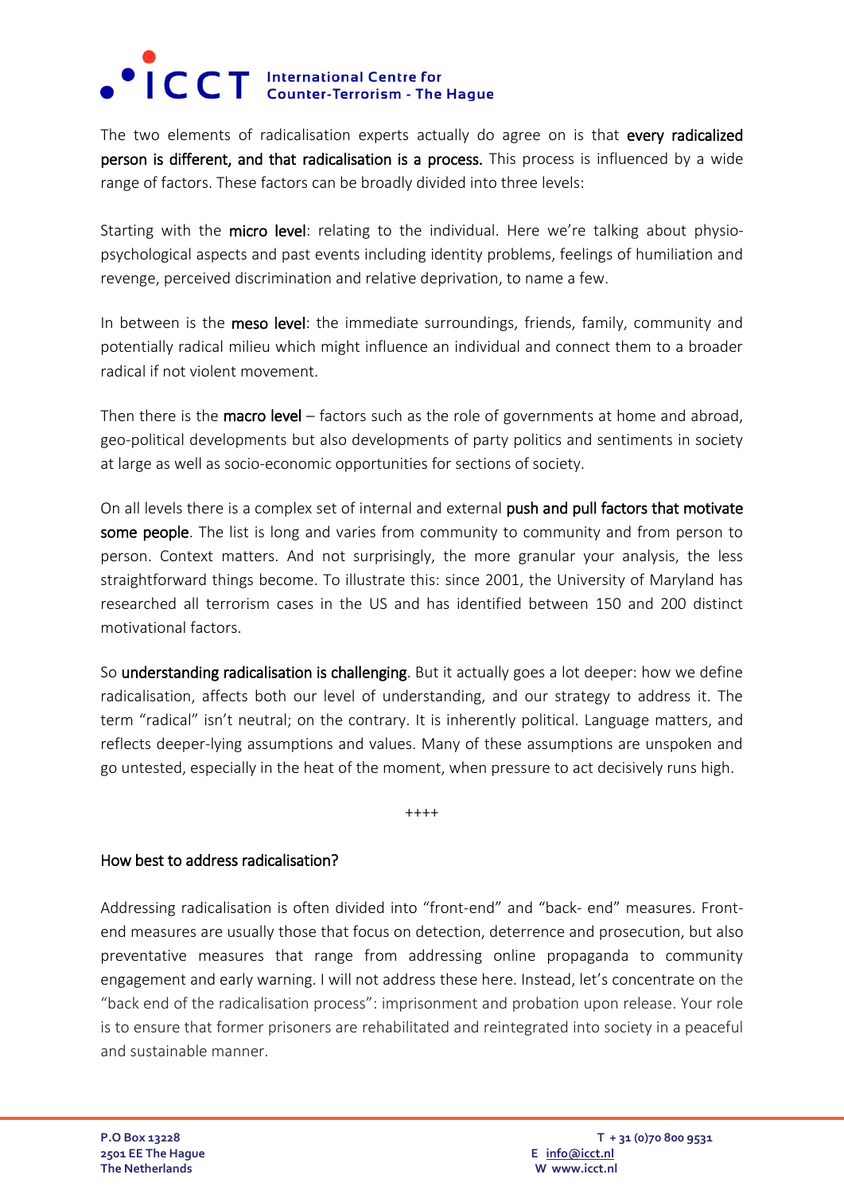The two elements of radicalisation experts actually do agree on is that **every radicalized person is different, and that radicalisation is a process.** This process is influenced by a wide range of factors. These factors can be broadly divided into three levels:

Starting with the **micro level**: relating to the individual. Here we're talking about physio-psychological aspects and past events including identity problems, feelings of humiliation and revenge, perceived discrimination and relative deprivation, to name a few.

In between is the **meso level**: the immediate surroundings, friends, family, community and potentially radical milieu which might influence an individual and connect them to a broader radical if not violent movement.

Then there is the **macro level** – factors such as the role of governments at home and abroad, geo-political developments but also developments of party politics and sentiments in society at large as well as socio-economic opportunities for sections of society.

On all levels there is a complex set of internal and external **push and pull factors that motivate some people**. The list is long and varies from community to community and from person to person. Context matters. And not surprisingly, the more granular your analysis, the less straightforward things become. To illustrate this: since 2001, the University of Maryland has researched all terrorism cases in the US and has identified between 150 and 200 distinct motivational factors.

So **understanding radicalisation is challenging**. But it actually goes a lot deeper: how we define radicalisation, affects both our level of understanding, and our strategy to address it. The term "radical" isn't neutral; on the contrary. It is inherently political. Language matters, and reflects deeper-lying assumptions and values. Many of these assumptions are unspoken and go untested, especially in the heat of the moment, when pressure to act decisively runs high.

++++

## How best to address radicalisation?

Addressing radicalisation is often divided into "front-end" and "back- end" measures. Front-end measures are usually those that focus on detection, deterrence and prosecution, but also preventative measures that range from addressing online propaganda to community engagement and early warning. I will not address these here. Instead, let's concentrate on the "back end of the radicalisation process": imprisonment and probation upon release. Your role is to ensure that former prisoners are rehabilitated and reintegrated into society in a peaceful and sustainable manner.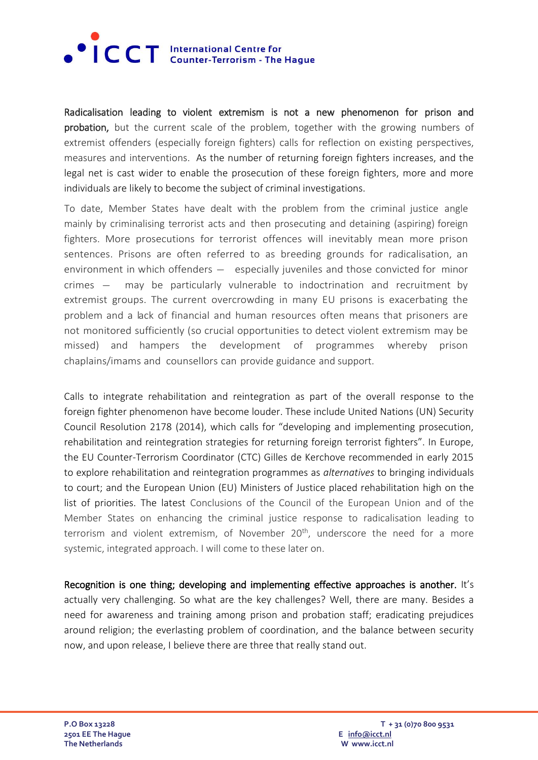Radicalisation leading to violent extremism is not a new phenomenon for prison and probation, but the current scale of the problem, together with the growing numbers of extremist offenders (especially foreign fighters) calls for reflection on existing perspectives, measures and interventions. As the number of returning foreign fighters increases, and the legal net is cast wider to enable the prosecution of these foreign fighters, more and more individuals are likely to become the subject of criminal investigations.

To date, Member States have dealt with the problem from the criminal justice angle mainly by criminalising terrorist acts and then prosecuting and detaining (aspiring) foreign fighters. More prosecutions for terrorist offences will inevitably mean more prison sentences. Prisons are often referred to as breeding grounds for radicalisation, an environment in which offenders – especially juveniles and those convicted for minor crimes – may be particularly vulnerable to indoctrination and recruitment by extremist groups. The current overcrowding in many EU prisons is exacerbating the problem and a lack of financial and human resources often means that prisoners are not monitored sufficiently (so crucial opportunities to detect violent extremism may be missed) and hampers the development of programmes whereby prison chaplains/imams and counsellors can provide guidance and support.

Calls to integrate rehabilitation and reintegration as part of the overall response to the foreign fighter phenomenon have become louder. These include United Nations (UN) Security Council Resolution 2178 (2014), which calls for "developing and implementing prosecution, rehabilitation and reintegration strategies for returning foreign terrorist fighters". In Europe, the EU Counter-Terrorism Coordinator (CTC) Gilles de Kerchove recommended in early 2015 to explore rehabilitation and reintegration programmes as *alternatives* to bringing individuals to court; and the European Union (EU) Ministers of Justice placed rehabilitation high on the list of priorities. The latest Conclusions of the Council of the European Union and of the Member States on enhancing the criminal justice response to radicalisation leading to terrorism and violent extremism, of November 20th, underscore the need for a more systemic, integrated approach. I will come to these later on.

Recognition is one thing; developing and implementing effective approaches is another. It's actually very challenging. So what are the key challenges? Well, there are many. Besides a need for awareness and training among prison and probation staff; eradicating prejudices around religion; the everlasting problem of coordination, and the balance between security now, and upon release, I believe there are three that really stand out.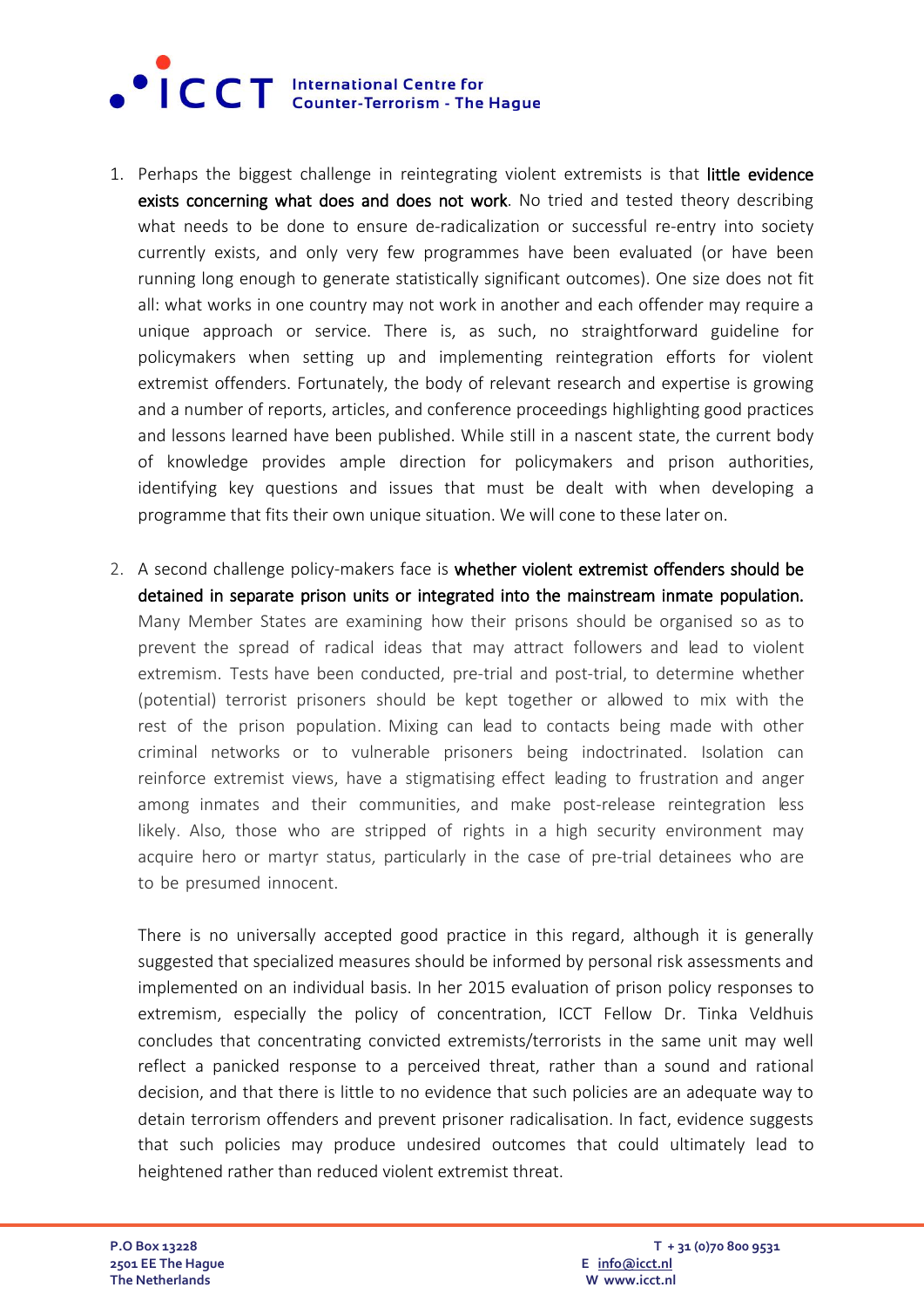1. Perhaps the biggest challenge in reintegrating violent extremists is that **little evidence exists concerning what does and does not work**. No tried and tested theory describing what needs to be done to ensure de-radicalization or successful re-entry into society currently exists, and only very few programmes have been evaluated (or have been running long enough to generate statistically significant outcomes). One size does not fit all: what works in one country may not work in another and each offender may require a unique approach or service. There is, as such, no straightforward guideline for policymakers when setting up and implementing reintegration efforts for violent extremist offenders. Fortunately, the body of relevant research and expertise is growing and a number of reports, articles, and conference proceedings highlighting good practices and lessons learned have been published. While still in a nascent state, the current body of knowledge provides ample direction for policymakers and prison authorities, identifying key questions and issues that must be dealt with when developing a programme that fits their own unique situation. We will cone to these later on.

2. A second challenge policy-makers face is **whether violent extremist offenders should be detained in separate prison units or integrated into the mainstream inmate population.** Many Member States are examining how their prisons should be organised so as to prevent the spread of radical ideas that may attract followers and lead to violent extremism. Tests have been conducted, pre-trial and post-trial, to determine whether (potential) terrorist prisoners should be kept together or allowed to mix with the rest of the prison population. Mixing can lead to contacts being made with other criminal networks or to vulnerable prisoners being indoctrinated. Isolation can reinforce extremist views, have a stigmatising effect leading to frustration and anger among inmates and their communities, and make post-release reintegration less likely. Also, those who are stripped of rights in a high security environment may acquire hero or martyr status, particularly in the case of pre-trial detainees who are to be presumed innocent.

   There is no universally accepted good practice in this regard, although it is generally suggested that specialized measures should be informed by personal risk assessments and implemented on an individual basis. In her 2015 evaluation of prison policy responses to extremism, especially the policy of concentration, ICCT Fellow Dr. Tinka Veldhuis concludes that concentrating convicted extremists/terrorists in the same unit may well reflect a panicked response to a perceived threat, rather than a sound and rational decision, and that there is little to no evidence that such policies are an adequate way to detain terrorism offenders and prevent prisoner radicalisation. In fact, evidence suggests that such policies may produce undesired outcomes that could ultimately lead to heightened rather than reduced violent extremist threat.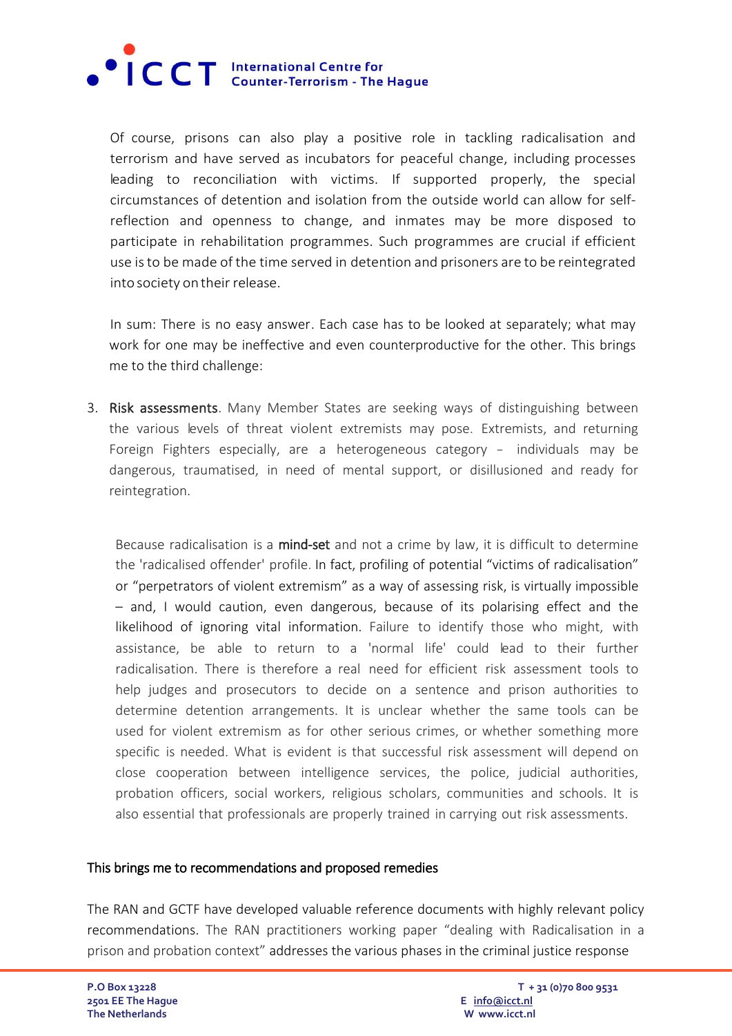Of course, prisons can also play a positive role in tackling radicalisation and terrorism and have served as incubators for peaceful change, including processes leading to reconciliation with victims. If supported properly, the special circumstances of detention and isolation from the outside world can allow for self-reflection and openness to change, and inmates may be more disposed to participate in rehabilitation programmes. Such programmes are crucial if efficient use is to be made of the time served in detention and prisoners are to be reintegrated into society on their release.

In sum: There is no easy answer. Each case has to be looked at separately; what may work for one may be ineffective and even counterproductive for the other. This brings me to the third challenge:

3. **Risk assessments**. Many Member States are seeking ways of distinguishing between the various levels of threat violent extremists may pose. Extremists, and returning Foreign Fighters especially, are a heterogeneous category – individuals may be dangerous, traumatised, in need of mental support, or disillusioned and ready for reintegration.

   Because radicalisation is a **mind-set** and not a crime by law, it is difficult to determine the 'radicalised offender' profile. In fact, profiling of potential "victims of radicalisation" or "perpetrators of violent extremism" as a way of assessing risk, is virtually impossible – and, I would caution, even dangerous, because of its polarising effect and the likelihood of ignoring vital information. Failure to identify those who might, with assistance, be able to return to a 'normal life' could lead to their further radicalisation. There is therefore a real need for efficient risk assessment tools to help judges and prosecutors to decide on a sentence and prison authorities to determine detention arrangements. It is unclear whether the same tools can be used for violent extremism as for other serious crimes, or whether something more specific is needed. What is evident is that successful risk assessment will depend on close cooperation between intelligence services, the police, judicial authorities, probation officers, social workers, religious scholars, communities and schools. It is also essential that professionals are properly trained in carrying out risk assessments.

## This brings me to recommendations and proposed remedies

The RAN and GCTF have developed valuable reference documents with highly relevant policy recommendations. The RAN practitioners working paper "dealing with Radicalisation in a prison and probation context" addresses the various phases in the criminal justice response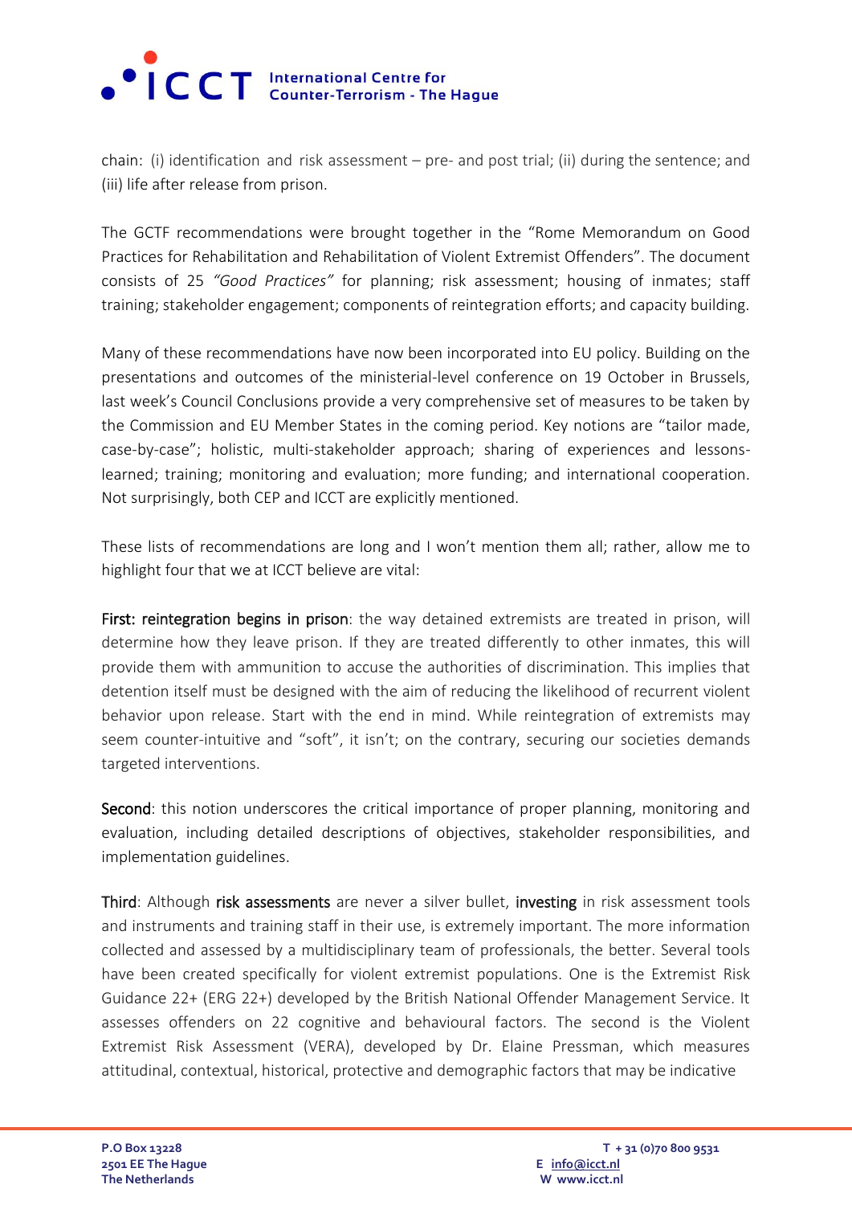chain: (i) identification and risk assessment – pre- and post trial; (ii) during the sentence; and (iii) life after release from prison.

The GCTF recommendations were brought together in the "Rome Memorandum on Good Practices for Rehabilitation and Rehabilitation of Violent Extremist Offenders". The document consists of 25 *"Good Practices"* for planning; risk assessment; housing of inmates; staff training; stakeholder engagement; components of reintegration efforts; and capacity building.

Many of these recommendations have now been incorporated into EU policy. Building on the presentations and outcomes of the ministerial-level conference on 19 October in Brussels, last week's Council Conclusions provide a very comprehensive set of measures to be taken by the Commission and EU Member States in the coming period. Key notions are "tailor made, case-by-case"; holistic, multi-stakeholder approach; sharing of experiences and lessons-learned; training; monitoring and evaluation; more funding; and international cooperation. Not surprisingly, both CEP and ICCT are explicitly mentioned.

These lists of recommendations are long and I won't mention them all; rather, allow me to highlight four that we at ICCT believe are vital:

First: reintegration begins in prison: the way detained extremists are treated in prison, will determine how they leave prison. If they are treated differently to other inmates, this will provide them with ammunition to accuse the authorities of discrimination. This implies that detention itself must be designed with the aim of reducing the likelihood of recurrent violent behavior upon release. Start with the end in mind. While reintegration of extremists may seem counter-intuitive and "soft", it isn't; on the contrary, securing our societies demands targeted interventions.

Second: this notion underscores the critical importance of proper planning, monitoring and evaluation, including detailed descriptions of objectives, stakeholder responsibilities, and implementation guidelines.

Third: Although risk assessments are never a silver bullet, investing in risk assessment tools and instruments and training staff in their use, is extremely important. The more information collected and assessed by a multidisciplinary team of professionals, the better. Several tools have been created specifically for violent extremist populations. One is the Extremist Risk Guidance 22+ (ERG 22+) developed by the British National Offender Management Service. It assesses offenders on 22 cognitive and behavioural factors. The second is the Violent Extremist Risk Assessment (VERA), developed by Dr. Elaine Pressman, which measures attitudinal, contextual, historical, protective and demographic factors that may be indicative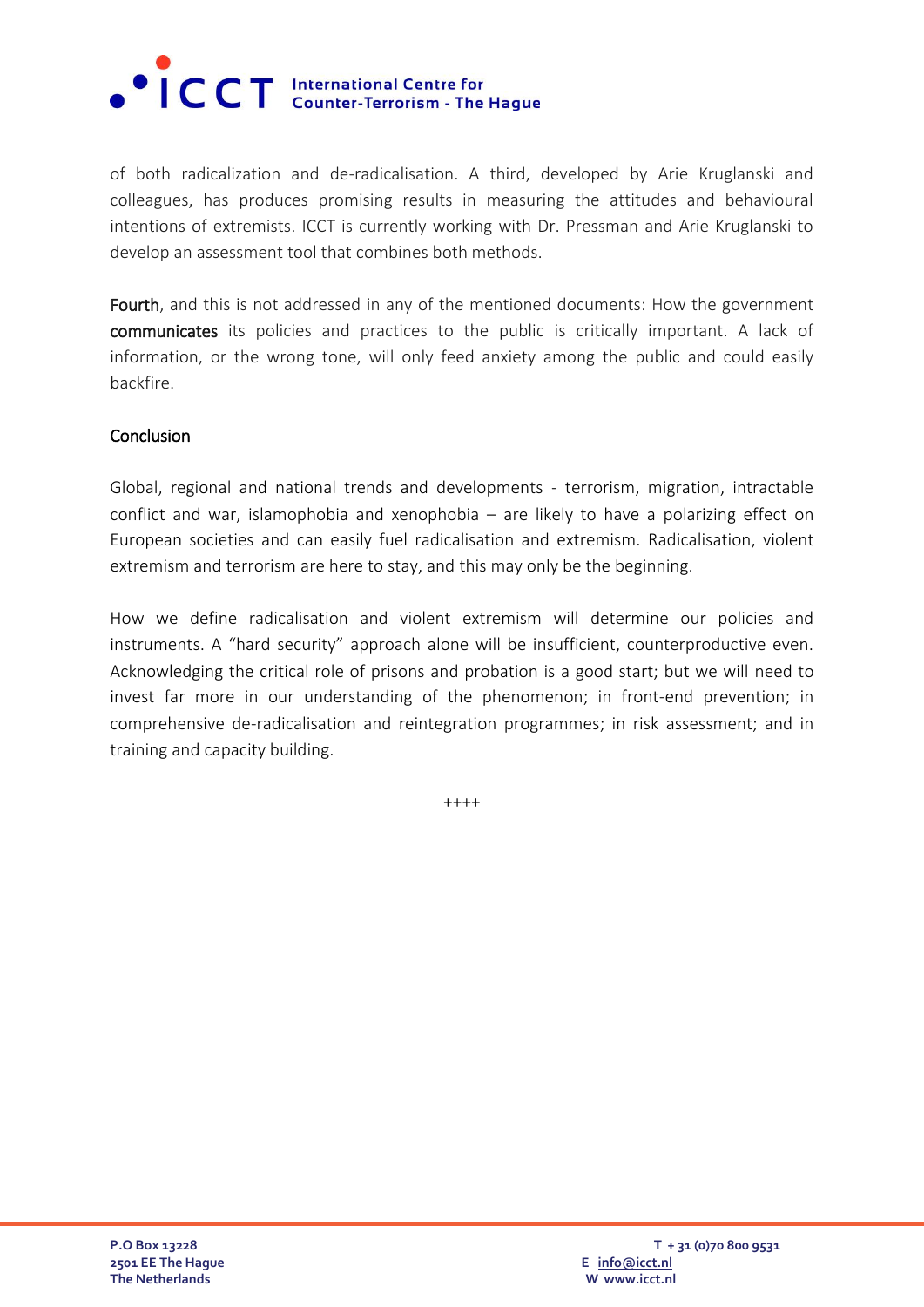of both radicalization and de-radicalisation. A third, developed by Arie Kruglanski and colleagues, has produces promising results in measuring the attitudes and behavioural intentions of extremists. ICCT is currently working with Dr. Pressman and Arie Kruglanski to develop an assessment tool that combines both methods.

Fourth, and this is not addressed in any of the mentioned documents: How the government communicates its policies and practices to the public is critically important. A lack of information, or the wrong tone, will only feed anxiety among the public and could easily backfire.

## Conclusion

Global, regional and national trends and developments - terrorism, migration, intractable conflict and war, islamophobia and xenophobia – are likely to have a polarizing effect on European societies and can easily fuel radicalisation and extremism. Radicalisation, violent extremism and terrorism are here to stay, and this may only be the beginning.

How we define radicalisation and violent extremism will determine our policies and instruments. A "hard security" approach alone will be insufficient, counterproductive even. Acknowledging the critical role of prisons and probation is a good start; but we will need to invest far more in our understanding of the phenomenon; in front-end prevention; in comprehensive de-radicalisation and reintegration programmes; in risk assessment; and in training and capacity building.

++++